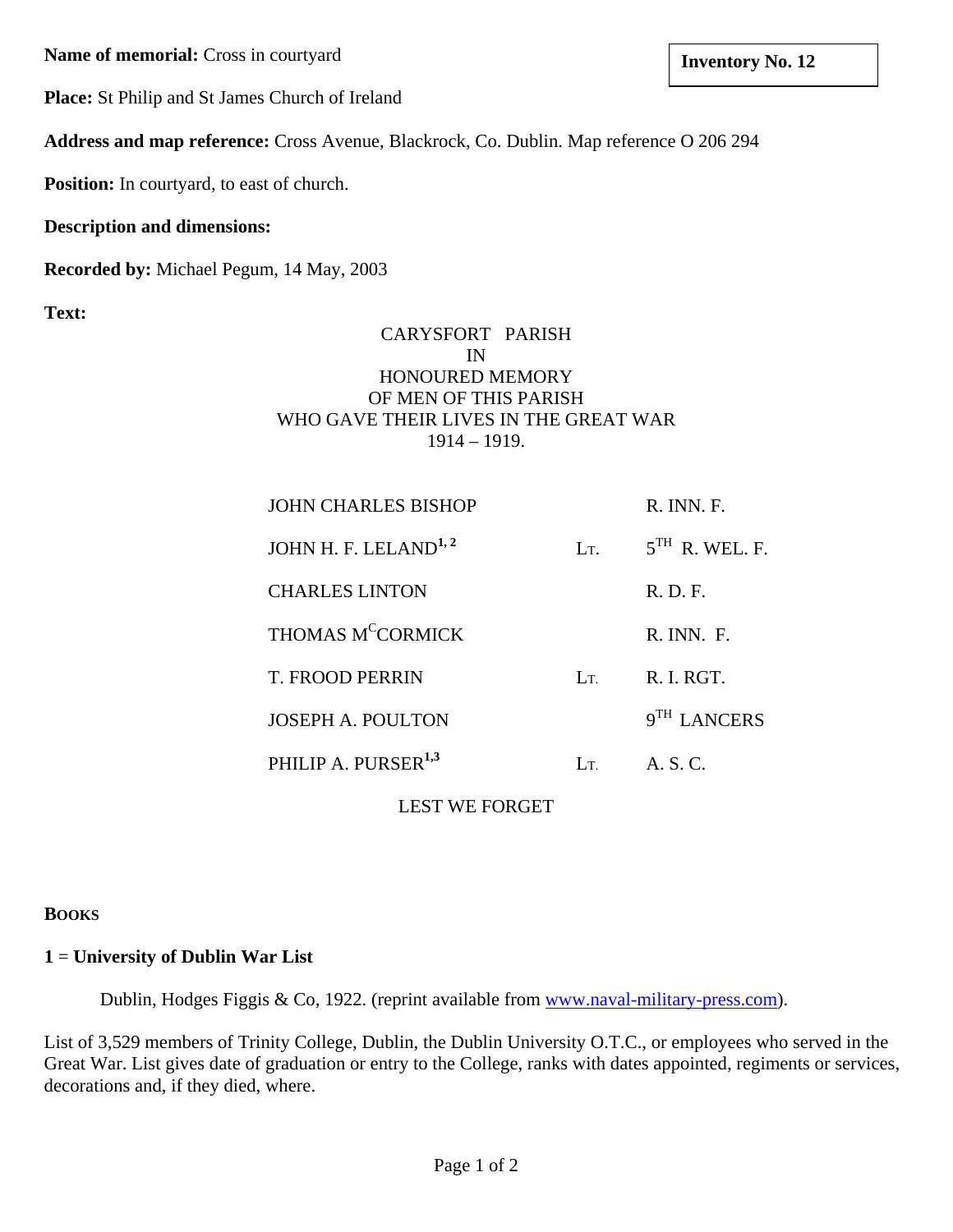**Name of memorial:** Cross in courtyard

**Inventory No. 12**

**Place:** St Philip and St James Church of Ireland

**Address and map reference:** Cross Avenue, Blackrock, Co. Dublin. Map reference O 206 294

**Position:** In courtyard, to east of church.

**Description and dimensions:**

**Recorded by:** Michael Pegum, 14 May, 2003

**Text:**

CARYSFORT PARISH
IN
HONOURED MEMORY
OF MEN OF THIS PARISH
WHO GAVE THEIR LIVES IN THE GREAT WAR
1914 – 1919.

| | | |
|---|---|---|
| JOHN CHARLES BISHOP | | R. INN. F. |
| JOHN H. F. LELAND[1, 2] | LT. | 5TH R. WEL. F. |
| CHARLES LINTON | | R. D. F. |
| THOMAS MCCORMICK | | R. INN. F. |
| T. FROOD PERRIN | LT. | R. I. RGT. |
| JOSEPH A. POULTON | | 9TH LANCERS |
| PHILIP A. PURSER[1,3] | LT. | A. S. C. |

LEST WE FORGET

**BOOKS**

**1 = University of Dublin War List**

Dublin, Hodges Figgis & Co, 1922. (reprint available from www.naval-military-press.com).

List of 3,529 members of Trinity College, Dublin, the Dublin University O.T.C., or employees who served in the Great War. List gives date of graduation or entry to the College, ranks with dates appointed, regiments or services, decorations and, if they died, where.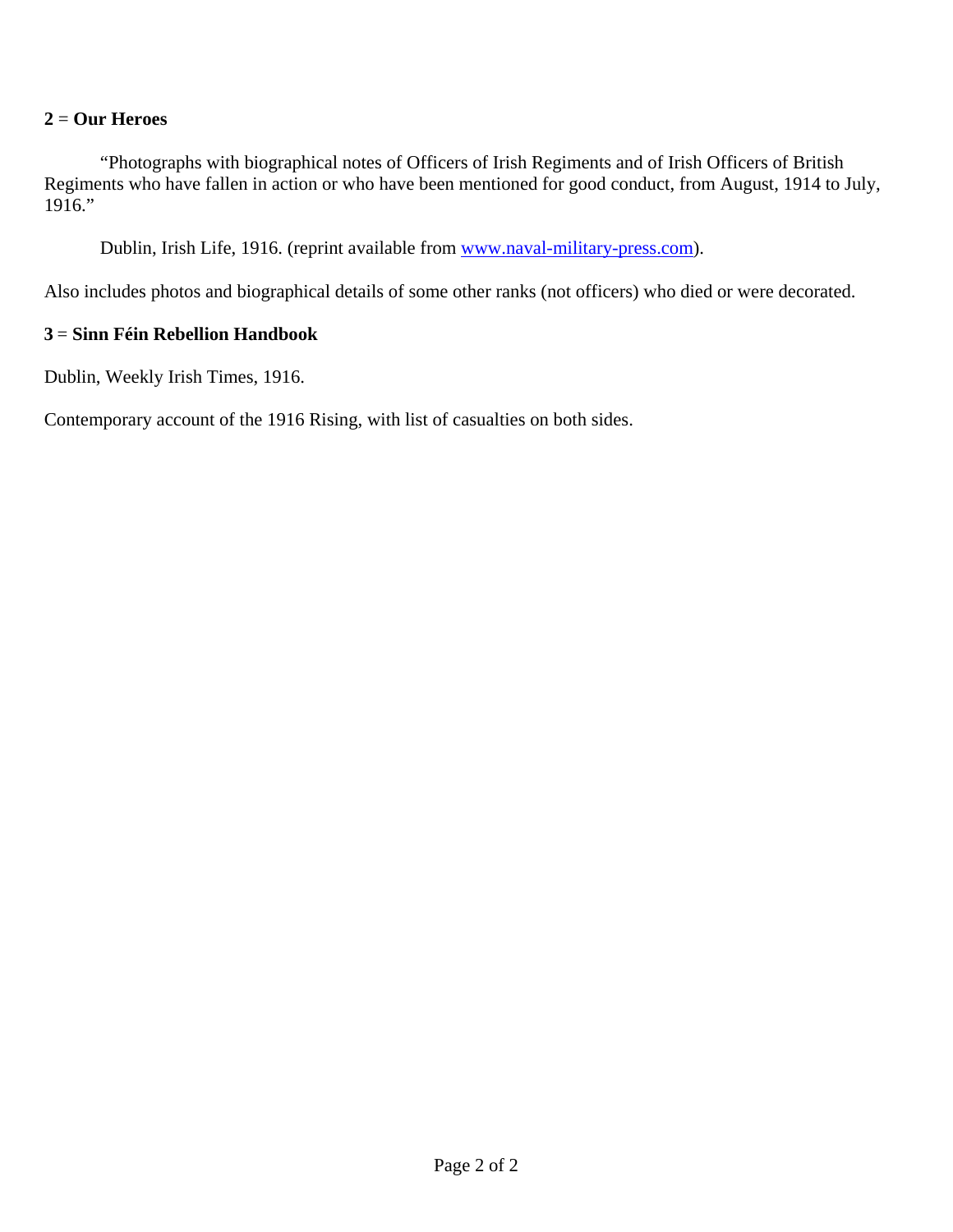**2** = **Our Heroes**

"Photographs with biographical notes of Officers of Irish Regiments and of Irish Officers of British Regiments who have fallen in action or who have been mentioned for good conduct, from August, 1914 to July, 1916."

Dublin, Irish Life, 1916. (reprint available from www.naval-military-press.com).

Also includes photos and biographical details of some other ranks (not officers) who died or were decorated.

**3** = **Sinn Féin Rebellion Handbook**

Dublin, Weekly Irish Times, 1916.

Contemporary account of the 1916 Rising, with list of casualties on both sides.